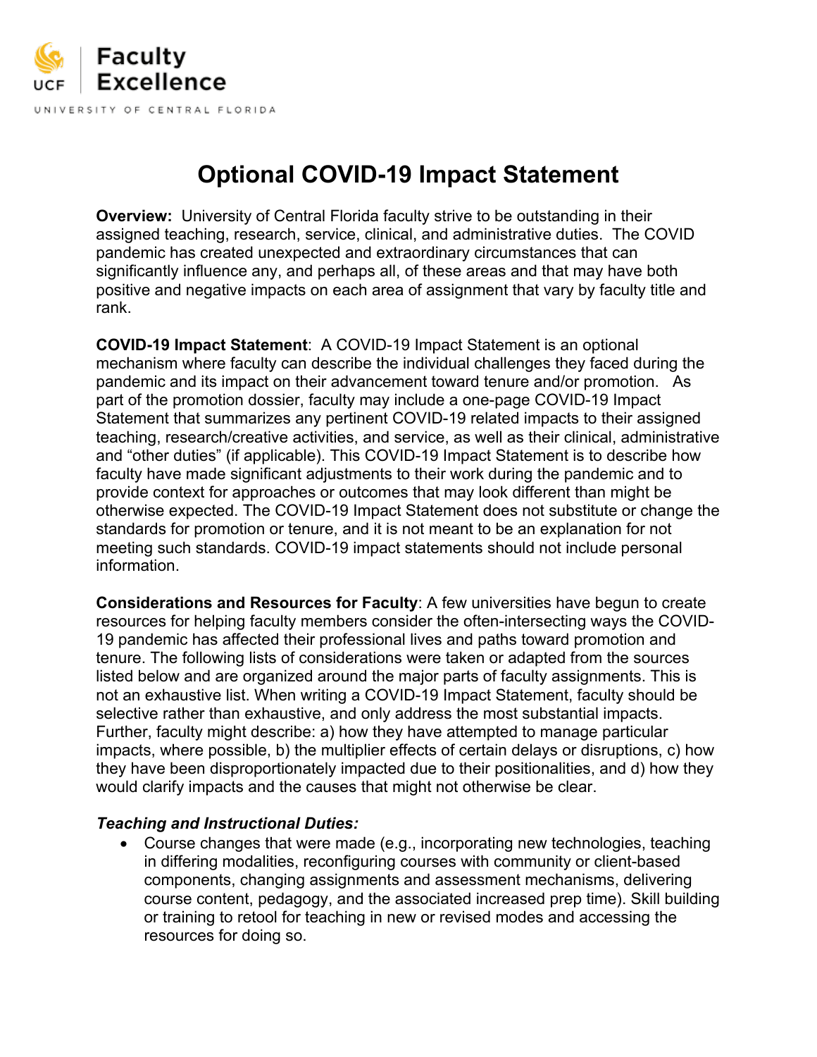Faculty Excellence

UNIVERSITY OF CENTRAL FLORIDA

# Optional COVID-19 Impact Statement

**Overview:** University of Central Florida faculty strive to be outstanding in their assigned teaching, research, service, clinical, and administrative duties. The COVID pandemic has created unexpected and extraordinary circumstances that can significantly influence any, and perhaps all, of these areas and that may have both positive and negative impacts on each area of assignment that vary by faculty title and rank.

**COVID-19 Impact Statement**: A COVID-19 Impact Statement is an optional mechanism where faculty can describe the individual challenges they faced during the pandemic and its impact on their advancement toward tenure and/or promotion. As part of the promotion dossier, faculty may include a one-page COVID-19 Impact Statement that summarizes any pertinent COVID-19 related impacts to their assigned teaching, research/creative activities, and service, as well as their clinical, administrative and "other duties" (if applicable). This COVID-19 Impact Statement is to describe how faculty have made significant adjustments to their work during the pandemic and to provide context for approaches or outcomes that may look different than might be otherwise expected. The COVID-19 Impact Statement does not substitute or change the standards for promotion or tenure, and it is not meant to be an explanation for not meeting such standards. COVID-19 impact statements should not include personal information.

**Considerations and Resources for Faculty**: A few universities have begun to create resources for helping faculty members consider the often-intersecting ways the COVID-19 pandemic has affected their professional lives and paths toward promotion and tenure. The following lists of considerations were taken or adapted from the sources listed below and are organized around the major parts of faculty assignments. This is not an exhaustive list. When writing a COVID-19 Impact Statement, faculty should be selective rather than exhaustive, and only address the most substantial impacts. Further, faculty might describe: a) how they have attempted to manage particular impacts, where possible, b) the multiplier effects of certain delays or disruptions, c) how they have been disproportionately impacted due to their positionalities, and d) how they would clarify impacts and the causes that might not otherwise be clear.

***Teaching and Instructional Duties:***

- Course changes that were made (e.g., incorporating new technologies, teaching in differing modalities, reconfiguring courses with community or client-based components, changing assignments and assessment mechanisms, delivering course content, pedagogy, and the associated increased prep time). Skill building or training to retool for teaching in new or revised modes and accessing the resources for doing so.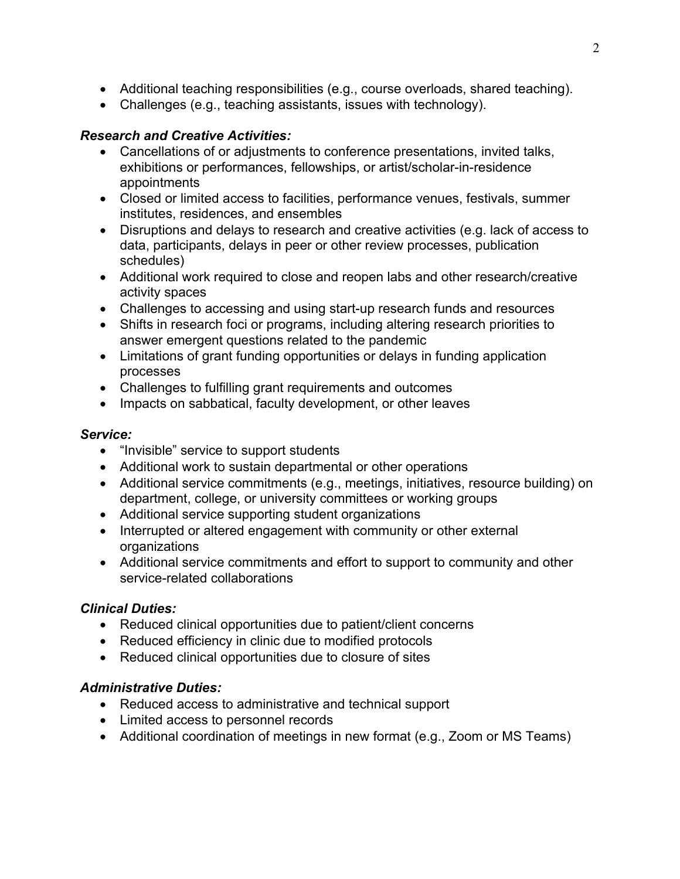- Additional teaching responsibilities (e.g., course overloads, shared teaching).
- Challenges (e.g., teaching assistants, issues with technology).

***Research and Creative Activities:***

- Cancellations of or adjustments to conference presentations, invited talks, exhibitions or performances, fellowships, or artist/scholar-in-residence appointments
- Closed or limited access to facilities, performance venues, festivals, summer institutes, residences, and ensembles
- Disruptions and delays to research and creative activities (e.g. lack of access to data, participants, delays in peer or other review processes, publication schedules)
- Additional work required to close and reopen labs and other research/creative activity spaces
- Challenges to accessing and using start-up research funds and resources
- Shifts in research foci or programs, including altering research priorities to answer emergent questions related to the pandemic
- Limitations of grant funding opportunities or delays in funding application processes
- Challenges to fulfilling grant requirements and outcomes
- Impacts on sabbatical, faculty development, or other leaves

***Service:***

- "Invisible" service to support students
- Additional work to sustain departmental or other operations
- Additional service commitments (e.g., meetings, initiatives, resource building) on department, college, or university committees or working groups
- Additional service supporting student organizations
- Interrupted or altered engagement with community or other external organizations
- Additional service commitments and effort to support to community and other service-related collaborations

***Clinical Duties:***

- Reduced clinical opportunities due to patient/client concerns
- Reduced efficiency in clinic due to modified protocols
- Reduced clinical opportunities due to closure of sites

***Administrative Duties:***

- Reduced access to administrative and technical support
- Limited access to personnel records
- Additional coordination of meetings in new format (e.g., Zoom or MS Teams)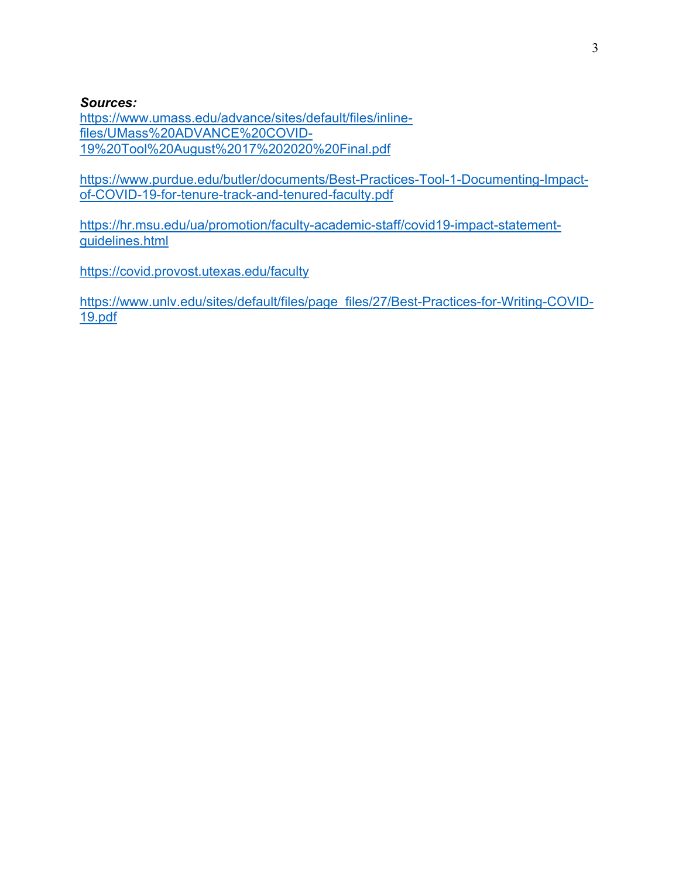***Sources:***
https://www.umass.edu/advance/sites/default/files/inline-files/UMass%20ADVANCE%20COVID-19%20Tool%20August%2017%202020%20Final.pdf

https://www.purdue.edu/butler/documents/Best-Practices-Tool-1-Documenting-Impact-of-COVID-19-for-tenure-track-and-tenured-faculty.pdf

https://hr.msu.edu/ua/promotion/faculty-academic-staff/covid19-impact-statement-guidelines.html

https://covid.provost.utexas.edu/faculty

https://www.unlv.edu/sites/default/files/page_files/27/Best-Practices-for-Writing-COVID-19.pdf